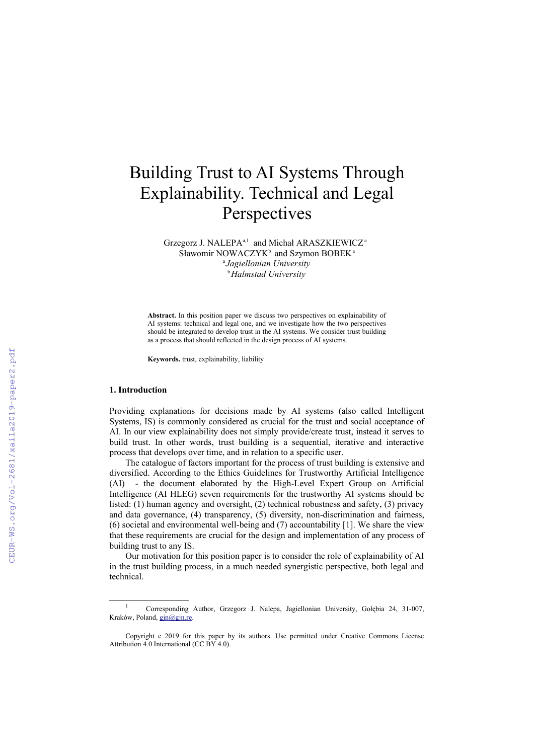# Building Trust to AI Systems Through Explainability. Technical and Legal Perspectives

Grzegorz J. NALEPA[a,1] and Michał ARASZKIEWICZ[a]
Sławomir NOWACZYK[b] and Szymon BOBEK[a]

[a] *Jagiellonian University*
[b] *Halmstad University*

**Abstract.** In this position paper we discuss two perspectives on explainability of AI systems: technical and legal one, and we investigate how the two perspectives should be integrated to develop trust in the AI systems. We consider trust building as a process that should reflected in the design process of AI systems.

**Keywords.** trust, explainability, liability

## 1. Introduction

Providing explanations for decisions made by AI systems (also called Intelligent Systems, IS) is commonly considered as crucial for the trust and social acceptance of AI. In our view explainability does not simply provide/create trust, instead it serves to build trust. In other words, trust building is a sequential, iterative and interactive process that develops over time, and in relation to a specific user.

The catalogue of factors important for the process of trust building is extensive and diversified. According to the Ethics Guidelines for Trustworthy Artificial Intelligence (AI) - the document elaborated by the High-Level Expert Group on Artificial Intelligence (AI HLEG) seven requirements for the trustworthy AI systems should be listed: (1) human agency and oversight, (2) technical robustness and safety, (3) privacy and data governance, (4) transparency, (5) diversity, non-discrimination and fairness, (6) societal and environmental well-being and (7) accountability [1]. We share the view that these requirements are crucial for the design and implementation of any process of building trust to any IS.

Our motivation for this position paper is to consider the role of explainability of AI in the trust building process, in a much needed synergistic perspective, both legal and technical.

---

[1] Corresponding Author, Grzegorz J. Nalepa, Jagiellonian University, Gołębia 24, 31-007, Kraków, Poland, gjn@gjn.re.

Copyright c 2019 for this paper by its authors. Use permitted under Creative Commons License Attribution 4.0 International (CC BY 4.0).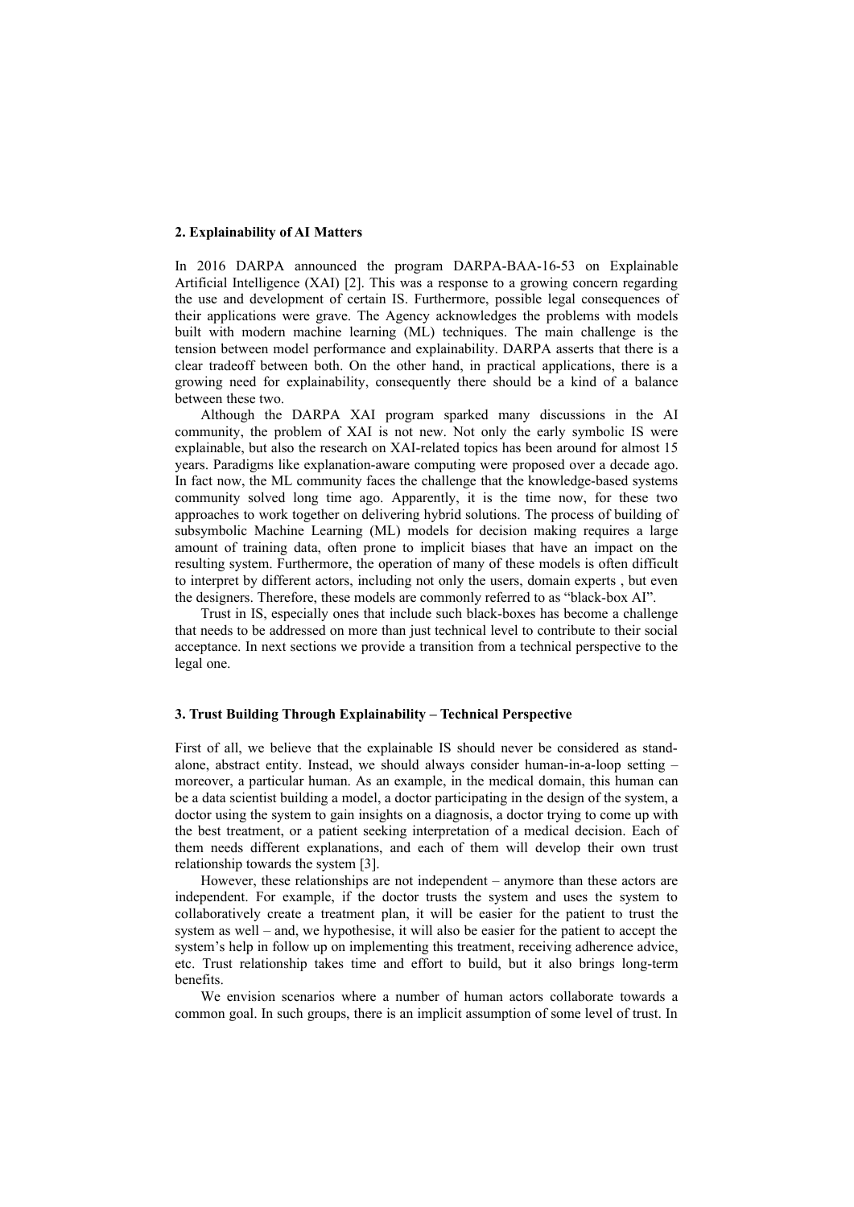## 2. Explainability of AI Matters

In 2016 DARPA announced the program DARPA-BAA-16-53 on Explainable Artificial Intelligence (XAI) [2]. This was a response to a growing concern regarding the use and development of certain IS. Furthermore, possible legal consequences of their applications were grave. The Agency acknowledges the problems with models built with modern machine learning (ML) techniques. The main challenge is the tension between model performance and explainability. DARPA asserts that there is a clear tradeoff between both. On the other hand, in practical applications, there is a growing need for explainability, consequently there should be a kind of a balance between these two.

Although the DARPA XAI program sparked many discussions in the AI community, the problem of XAI is not new. Not only the early symbolic IS were explainable, but also the research on XAI-related topics has been around for almost 15 years. Paradigms like explanation-aware computing were proposed over a decade ago. In fact now, the ML community faces the challenge that the knowledge-based systems community solved long time ago. Apparently, it is the time now, for these two approaches to work together on delivering hybrid solutions. The process of building of subsymbolic Machine Learning (ML) models for decision making requires a large amount of training data, often prone to implicit biases that have an impact on the resulting system. Furthermore, the operation of many of these models is often difficult to interpret by different actors, including not only the users, domain experts , but even the designers. Therefore, these models are commonly referred to as "black-box AI".

Trust in IS, especially ones that include such black-boxes has become a challenge that needs to be addressed on more than just technical level to contribute to their social acceptance. In next sections we provide a transition from a technical perspective to the legal one.

## 3. Trust Building Through Explainability – Technical Perspective

First of all, we believe that the explainable IS should never be considered as stand-alone, abstract entity. Instead, we should always consider human-in-a-loop setting – moreover, a particular human. As an example, in the medical domain, this human can be a data scientist building a model, a doctor participating in the design of the system, a doctor using the system to gain insights on a diagnosis, a doctor trying to come up with the best treatment, or a patient seeking interpretation of a medical decision. Each of them needs different explanations, and each of them will develop their own trust relationship towards the system [3].

However, these relationships are not independent – anymore than these actors are independent. For example, if the doctor trusts the system and uses the system to collaboratively create a treatment plan, it will be easier for the patient to trust the system as well – and, we hypothesise, it will also be easier for the patient to accept the system's help in follow up on implementing this treatment, receiving adherence advice, etc. Trust relationship takes time and effort to build, but it also brings long-term benefits.

We envision scenarios where a number of human actors collaborate towards a common goal. In such groups, there is an implicit assumption of some level of trust. In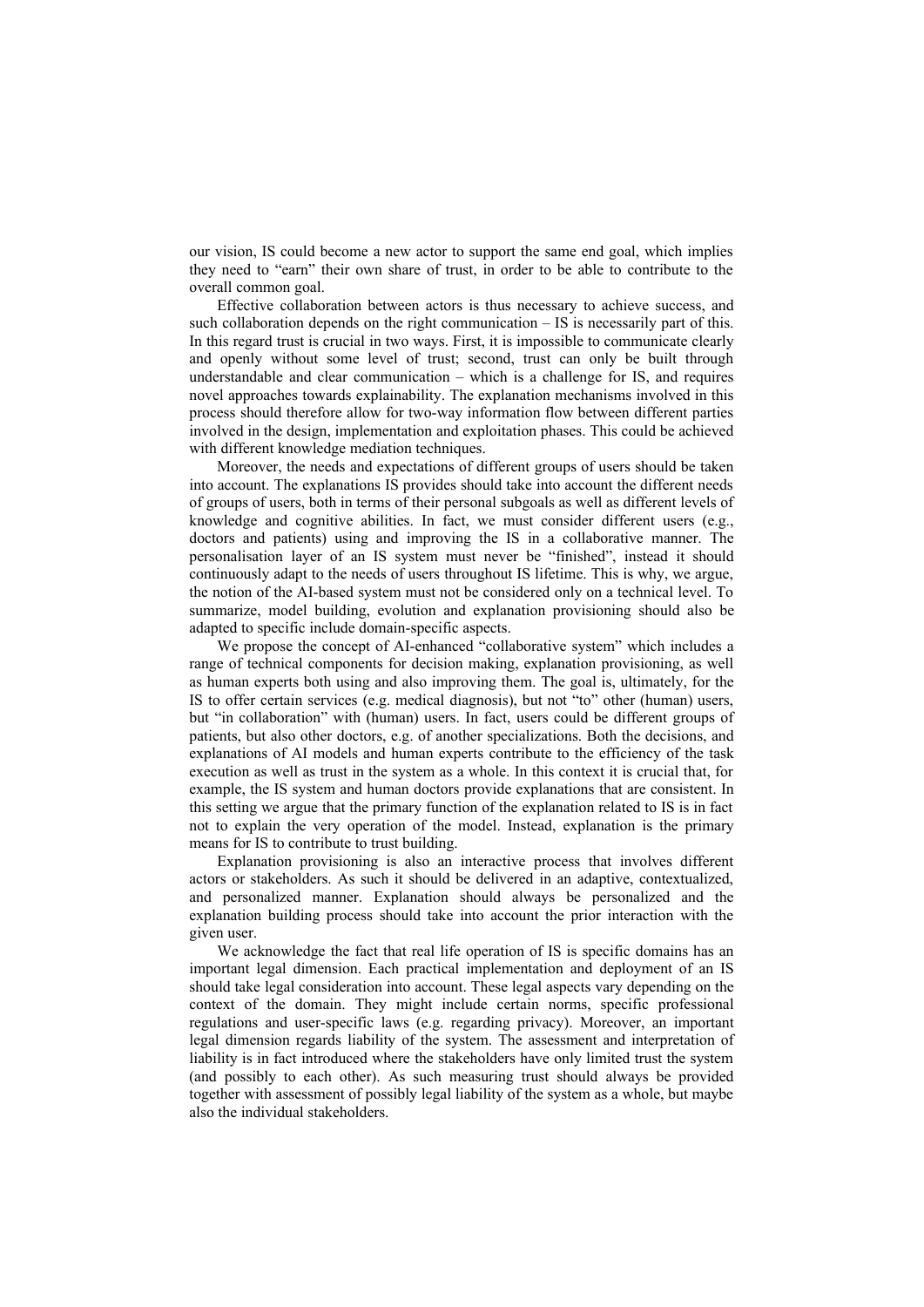our vision, IS could become a new actor to support the same end goal, which implies they need to "earn" their own share of trust, in order to be able to contribute to the overall common goal.

Effective collaboration between actors is thus necessary to achieve success, and such collaboration depends on the right communication – IS is necessarily part of this. In this regard trust is crucial in two ways. First, it is impossible to communicate clearly and openly without some level of trust; second, trust can only be built through understandable and clear communication – which is a challenge for IS, and requires novel approaches towards explainability. The explanation mechanisms involved in this process should therefore allow for two-way information flow between different parties involved in the design, implementation and exploitation phases. This could be achieved with different knowledge mediation techniques.

Moreover, the needs and expectations of different groups of users should be taken into account. The explanations IS provides should take into account the different needs of groups of users, both in terms of their personal subgoals as well as different levels of knowledge and cognitive abilities. In fact, we must consider different users (e.g., doctors and patients) using and improving the IS in a collaborative manner. The personalisation layer of an IS system must never be "finished", instead it should continuously adapt to the needs of users throughout IS lifetime. This is why, we argue, the notion of the AI-based system must not be considered only on a technical level. To summarize, model building, evolution and explanation provisioning should also be adapted to specific include domain-specific aspects.

We propose the concept of AI-enhanced "collaborative system" which includes a range of technical components for decision making, explanation provisioning, as well as human experts both using and also improving them. The goal is, ultimately, for the IS to offer certain services (e.g. medical diagnosis), but not "to" other (human) users, but "in collaboration" with (human) users. In fact, users could be different groups of patients, but also other doctors, e.g. of another specializations. Both the decisions, and explanations of AI models and human experts contribute to the efficiency of the task execution as well as trust in the system as a whole. In this context it is crucial that, for example, the IS system and human doctors provide explanations that are consistent. In this setting we argue that the primary function of the explanation related to IS is in fact not to explain the very operation of the model. Instead, explanation is the primary means for IS to contribute to trust building.

Explanation provisioning is also an interactive process that involves different actors or stakeholders. As such it should be delivered in an adaptive, contextualized, and personalized manner. Explanation should always be personalized and the explanation building process should take into account the prior interaction with the given user.

We acknowledge the fact that real life operation of IS is specific domains has an important legal dimension. Each practical implementation and deployment of an IS should take legal consideration into account. These legal aspects vary depending on the context of the domain. They might include certain norms, specific professional regulations and user-specific laws (e.g. regarding privacy). Moreover, an important legal dimension regards liability of the system. The assessment and interpretation of liability is in fact introduced where the stakeholders have only limited trust the system (and possibly to each other). As such measuring trust should always be provided together with assessment of possibly legal liability of the system as a whole, but maybe also the individual stakeholders.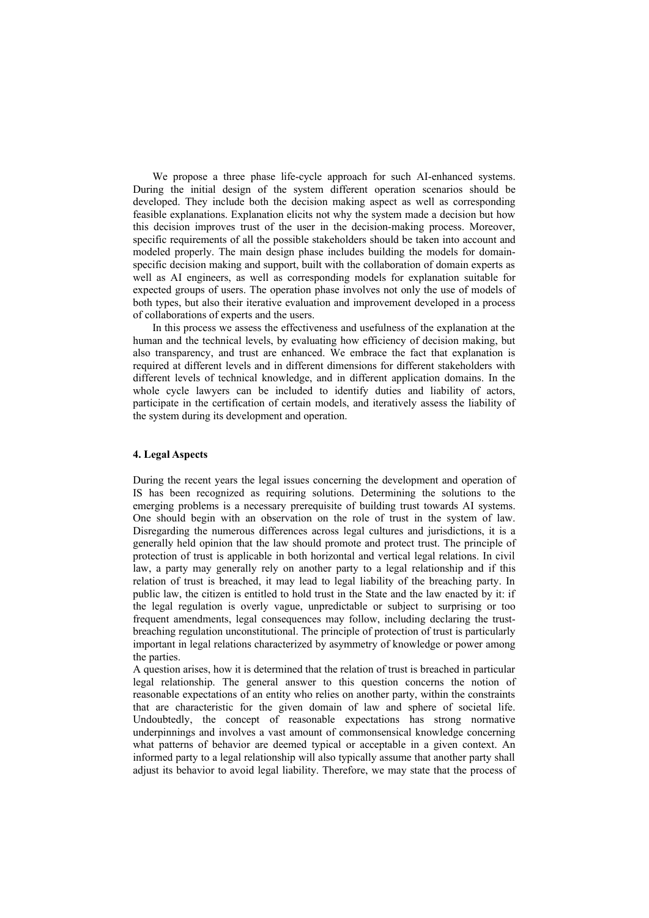We propose a three phase life-cycle approach for such AI-enhanced systems. During the initial design of the system different operation scenarios should be developed. They include both the decision making aspect as well as corresponding feasible explanations. Explanation elicits not why the system made a decision but how this decision improves trust of the user in the decision-making process. Moreover, specific requirements of all the possible stakeholders should be taken into account and modeled properly. The main design phase includes building the models for domain-specific decision making and support, built with the collaboration of domain experts as well as AI engineers, as well as corresponding models for explanation suitable for expected groups of users. The operation phase involves not only the use of models of both types, but also their iterative evaluation and improvement developed in a process of collaborations of experts and the users.

In this process we assess the effectiveness and usefulness of the explanation at the human and the technical levels, by evaluating how efficiency of decision making, but also transparency, and trust are enhanced. We embrace the fact that explanation is required at different levels and in different dimensions for different stakeholders with different levels of technical knowledge, and in different application domains. In the whole cycle lawyers can be included to identify duties and liability of actors, participate in the certification of certain models, and iteratively assess the liability of the system during its development and operation.

### 4. Legal Aspects

During the recent years the legal issues concerning the development and operation of IS has been recognized as requiring solutions. Determining the solutions to the emerging problems is a necessary prerequisite of building trust towards AI systems. One should begin with an observation on the role of trust in the system of law. Disregarding the numerous differences across legal cultures and jurisdictions, it is a generally held opinion that the law should promote and protect trust. The principle of protection of trust is applicable in both horizontal and vertical legal relations. In civil law, a party may generally rely on another party to a legal relationship and if this relation of trust is breached, it may lead to legal liability of the breaching party. In public law, the citizen is entitled to hold trust in the State and the law enacted by it: if the legal regulation is overly vague, unpredictable or subject to surprising or too frequent amendments, legal consequences may follow, including declaring the trust-breaching regulation unconstitutional. The principle of protection of trust is particularly important in legal relations characterized by asymmetry of knowledge or power among the parties.

A question arises, how it is determined that the relation of trust is breached in particular legal relationship. The general answer to this question concerns the notion of reasonable expectations of an entity who relies on another party, within the constraints that are characteristic for the given domain of law and sphere of societal life. Undoubtedly, the concept of reasonable expectations has strong normative underpinnings and involves a vast amount of commonsensical knowledge concerning what patterns of behavior are deemed typical or acceptable in a given context. An informed party to a legal relationship will also typically assume that another party shall adjust its behavior to avoid legal liability. Therefore, we may state that the process of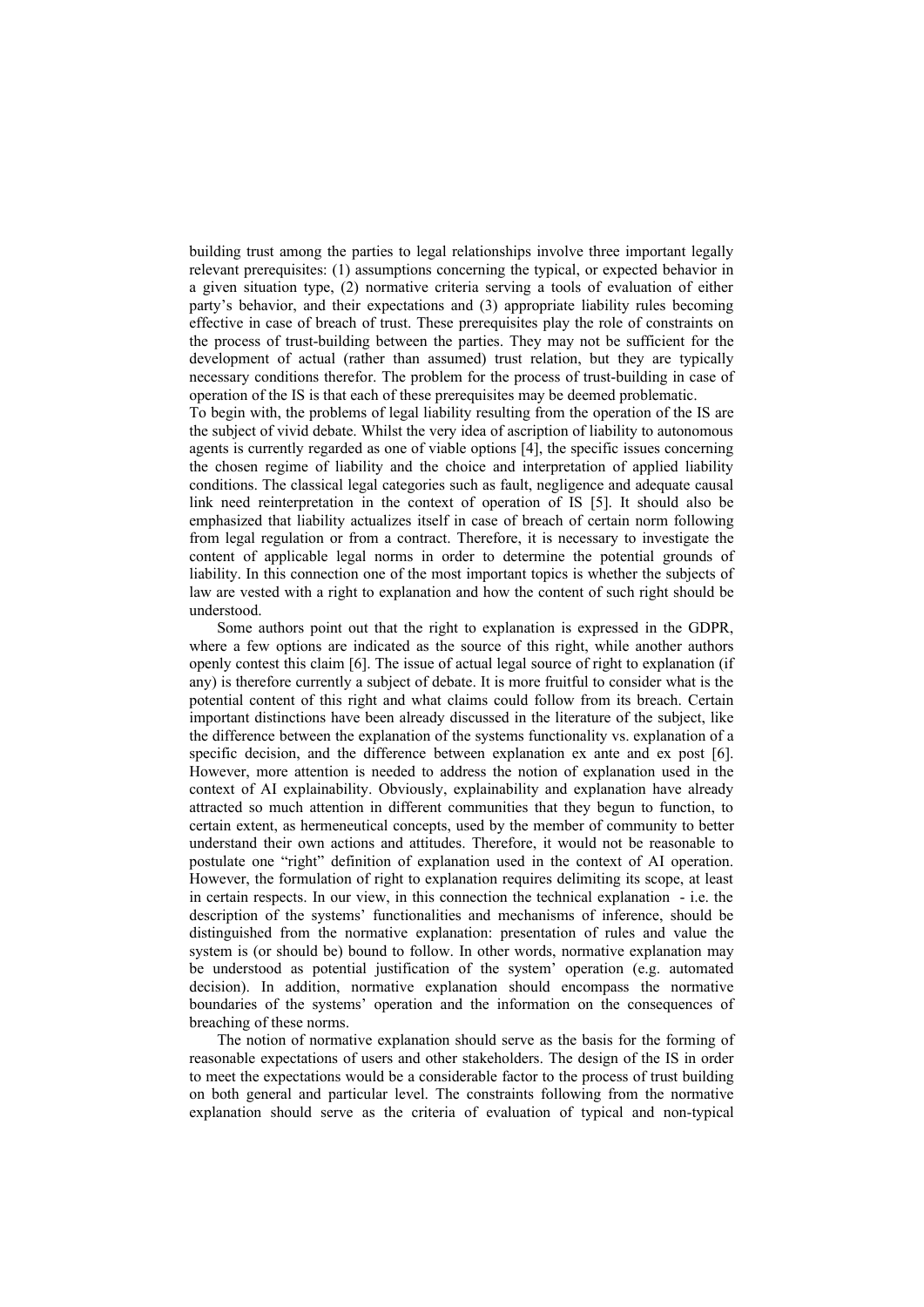building trust among the parties to legal relationships involve three important legally relevant prerequisites: (1) assumptions concerning the typical, or expected behavior in a given situation type, (2) normative criteria serving a tools of evaluation of either party's behavior, and their expectations and (3) appropriate liability rules becoming effective in case of breach of trust. These prerequisites play the role of constraints on the process of trust-building between the parties. They may not be sufficient for the development of actual (rather than assumed) trust relation, but they are typically necessary conditions therefor. The problem for the process of trust-building in case of operation of the IS is that each of these prerequisites may be deemed problematic.

To begin with, the problems of legal liability resulting from the operation of the IS are the subject of vivid debate. Whilst the very idea of ascription of liability to autonomous agents is currently regarded as one of viable options [4], the specific issues concerning the chosen regime of liability and the choice and interpretation of applied liability conditions. The classical legal categories such as fault, negligence and adequate causal link need reinterpretation in the context of operation of IS [5]. It should also be emphasized that liability actualizes itself in case of breach of certain norm following from legal regulation or from a contract. Therefore, it is necessary to investigate the content of applicable legal norms in order to determine the potential grounds of liability. In this connection one of the most important topics is whether the subjects of law are vested with a right to explanation and how the content of such right should be understood.

Some authors point out that the right to explanation is expressed in the GDPR, where a few options are indicated as the source of this right, while another authors openly contest this claim [6]. The issue of actual legal source of right to explanation (if any) is therefore currently a subject of debate. It is more fruitful to consider what is the potential content of this right and what claims could follow from its breach. Certain important distinctions have been already discussed in the literature of the subject, like the difference between the explanation of the systems functionality vs. explanation of a specific decision, and the difference between explanation ex ante and ex post [6]. However, more attention is needed to address the notion of explanation used in the context of AI explainability. Obviously, explainability and explanation have already attracted so much attention in different communities that they begun to function, to certain extent, as hermeneutical concepts, used by the member of community to better understand their own actions and attitudes. Therefore, it would not be reasonable to postulate one "right" definition of explanation used in the context of AI operation. However, the formulation of right to explanation requires delimiting its scope, at least in certain respects. In our view, in this connection the technical explanation - i.e. the description of the systems' functionalities and mechanisms of inference, should be distinguished from the normative explanation: presentation of rules and value the system is (or should be) bound to follow. In other words, normative explanation may be understood as potential justification of the system' operation (e.g. automated decision). In addition, normative explanation should encompass the normative boundaries of the systems' operation and the information on the consequences of breaching of these norms.

The notion of normative explanation should serve as the basis for the forming of reasonable expectations of users and other stakeholders. The design of the IS in order to meet the expectations would be a considerable factor to the process of trust building on both general and particular level. The constraints following from the normative explanation should serve as the criteria of evaluation of typical and non-typical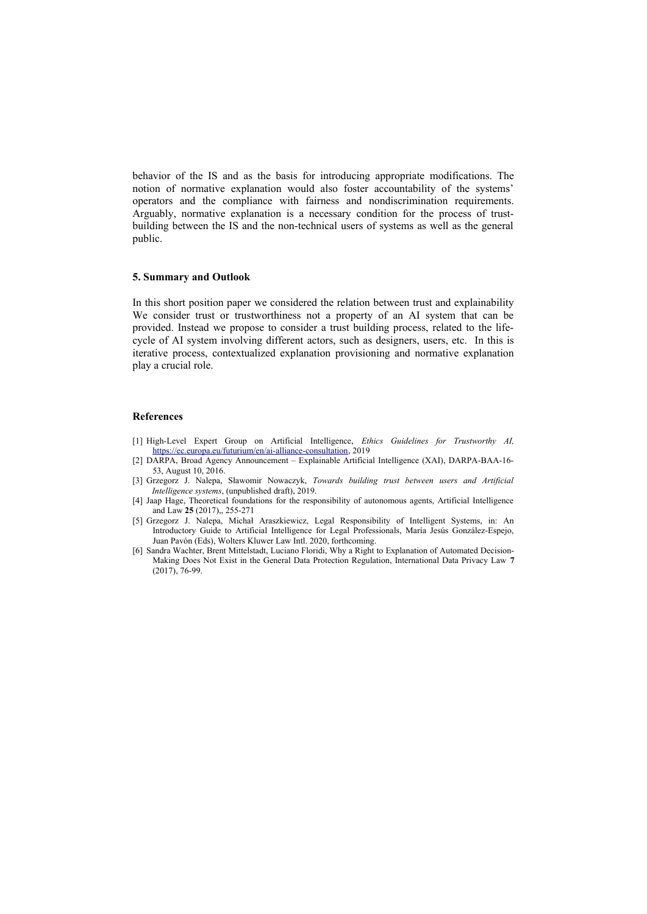behavior of the IS and as the basis for introducing appropriate modifications. The notion of normative explanation would also foster accountability of the systems' operators and the compliance with fairness and nondiscrimination requirements. Arguably, normative explanation is a necessary condition for the process of trust-building between the IS and the non-technical users of systems as well as the general public.

## 5. Summary and Outlook

In this short position paper we considered the relation between trust and explainability We consider trust or trustworthiness not a property of an AI system that can be provided. Instead we propose to consider a trust building process, related to the life-cycle of AI system involving different actors, such as designers, users, etc. In this is iterative process, contextualized explanation provisioning and normative explanation play a crucial role.

## References

[1] High-Level Expert Group on Artificial Intelligence, *Ethics Guidelines for Trustworthy AI,* https://ec.europa.eu/futurium/en/ai-alliance-consultation, 2019

[2] DARPA, Broad Agency Announcement – Explainable Artificial Intelligence (XAI), DARPA-BAA-16-53, August 10, 2016.

[3] Grzegorz J. Nalepa, Sławomir Nowaczyk, *Towards building trust between users and Artificial Intelligence systems*, (unpublished draft), 2019.

[4] Jaap Hage, Theoretical foundations for the responsibility of autonomous agents, Artificial Intelligence and Law **25** (2017),, 255-271

[5] Grzegorz J. Nalepa, Michał Araszkiewicz, Legal Responsibility of Intelligent Systems, in: An Introductory Guide to Artificial Intelligence for Legal Professionals, María Jesús González-Espejo, Juan Pavón (Eds), Wolters Kluwer Law Intl. 2020, forthcoming.

[6] Sandra Wachter, Brent Mittelstadt, Luciano Floridi, Why a Right to Explanation of Automated Decision-Making Does Not Exist in the General Data Protection Regulation, International Data Privacy Law **7** (2017), 76-99.